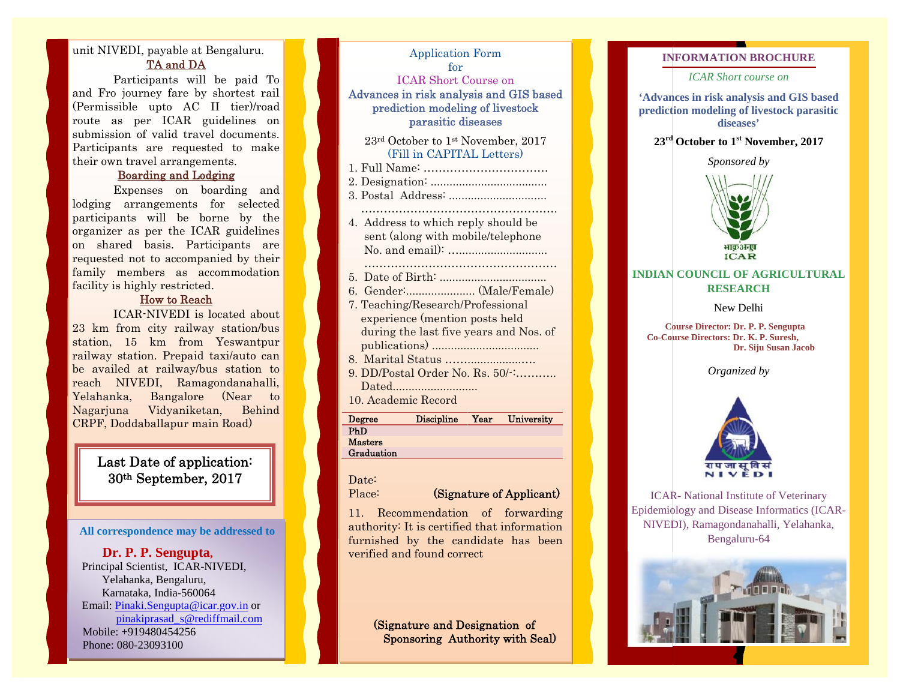unit NIVEDI, payable at Bengaluru.

### TA and DA

Participants will be paid To and Fro journey fare by shortest rail (Permissible upto AC II tier)/road route as per ICAR guidelines on submission of valid travel documents. Participants are requested to make their own travel arrangements.

### Boarding and Lodging

Expenses on boarding and lodging arrangements for selected participants will be borne by the organizer as per the ICAR guidelines on shared basis. Participants are requested not to accompanied by their family members as accommodation facility is highly restricted.

### How to Reach

ICAR-NIVEDI is located about 23 km from city railway station/bus station, 15 km from Yeswantpur railway station. Prepaid taxi/auto can be availed at railway/bus station to reach NIVEDI, Ramagondanahalli, Yelahanka, Bangalore (Near to Nagarjuna Vidyaniketan, Behind CRPF, Doddaballapur main Road)

**Last Date of application: 30th September, 2017**

**All correspondence may be addressed to**

**Dr. P. P. Sengupta,**
Principal Scientist, ICAR-NIVEDI,
Yelahanka, Bengaluru,
Karnataka, India-560064
Email: Pinaki.Sengupta@icar.gov.in or pinakiprasad_s@rediffmail.com
Mobile: +919480454256
Phone: 080-23093100

## Application Form for ICAR Short Course on Advances in risk analysis and GIS based prediction modeling of livestock parasitic diseases

23rd October to 1st November, 2017
(Fill in CAPITAL Letters)

1. Full Name: ................................
2. Designation: ....................................
3. Postal Address: ..............................
   ..................................................
4. Address to which reply should be sent (along with mobile/telephone No. and email): ..............................
   ..................................................
5. Date of Birth: .................................
6. Gender:..................... (Male/Female)
7. Teaching/Research/Professional experience (mention posts held during the last five years and Nos. of publications) .................................
8. Marital Status ..........................
9. DD/Postal Order No. Rs. 50/-:........... Dated..........................
10. Academic Record

| Degree | Discipline | Year | University |
|---|---|---|---|
| PhD | | | |
| Masters | | | |
| Graduation | | | |

Date:
Place: **(Signature of Applicant)**

11. Recommendation of forwarding authority: It is certified that information furnished by the candidate has been verified and found correct

**(Signature and Designation of Sponsoring Authority with Seal)**

## INFORMATION BROCHURE

*ICAR Short course on*

**'Advances in risk analysis and GIS based prediction modeling of livestock parasitic diseases'**

**23rd October to 1st November, 2017**

*Sponsored by*

भाकृअनुप
ICAR

**INDIAN COUNCIL OF AGRICULTURAL RESEARCH**

New Delhi

**Course Director: Dr. P. P. Sengupta**
**Co-Course Directors: Dr. K. P. Suresh, Dr. Siju Susan Jacob**

*Organized by*

रापजासूविसं
NIVEDI

ICAR- National Institute of Veterinary Epidemiology and Disease Informatics (ICAR-NIVEDI), Ramagondanahalli, Yelahanka, Bengaluru-64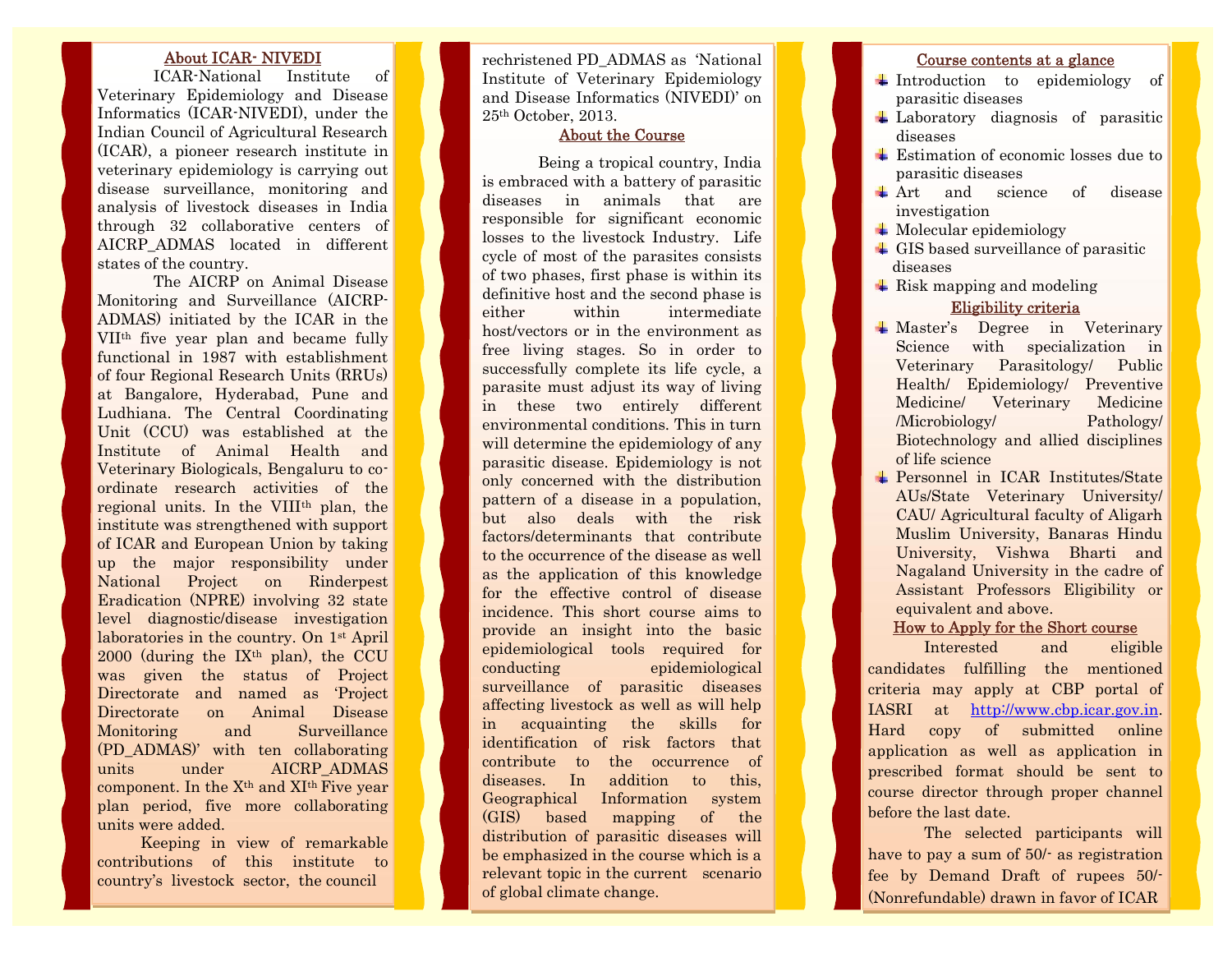## About ICAR- NIVEDI

ICAR-National Institute of Veterinary Epidemiology and Disease Informatics (ICAR-NIVEDI), under the Indian Council of Agricultural Research (ICAR), a pioneer research institute in veterinary epidemiology is carrying out disease surveillance, monitoring and analysis of livestock diseases in India through 32 collaborative centers of AICRP_ADMAS located in different states of the country.

The AICRP on Animal Disease Monitoring and Surveillance (AICRP-ADMAS) initiated by the ICAR in the VII$^{th}$ five year plan and became fully functional in 1987 with establishment of four Regional Research Units (RRUs) at Bangalore, Hyderabad, Pune and Ludhiana. The Central Coordinating Unit (CCU) was established at the Institute of Animal Health and Veterinary Biologicals, Bengaluru to co-ordinate research activities of the regional units. In the VIII$^{th}$ plan, the institute was strengthened with support of ICAR and European Union by taking up the major responsibility under National Project on Rinderpest Eradication (NPRE) involving 32 state level diagnostic/disease investigation laboratories in the country. On 1$^{st}$ April 2000 (during the IX$^{th}$ plan), the CCU was given the status of Project Directorate and named as 'Project Directorate on Animal Disease Monitoring and Surveillance (PD_ADMAS)' with ten collaborating units under AICRP_ADMAS component. In the X$^{th}$ and XI$^{th}$ Five year plan period, five more collaborating units were added.

Keeping in view of remarkable contributions of this institute to country's livestock sector, the council rechristened PD_ADMAS as 'National Institute of Veterinary Epidemiology and Disease Informatics (NIVEDI)' on 25$^{th}$ October, 2013.

## About the Course

Being a tropical country, India is embraced with a battery of parasitic diseases in animals that are responsible for significant economic losses to the livestock Industry. Life cycle of most of the parasites consists of two phases, first phase is within its definitive host and the second phase is either within intermediate host/vectors or in the environment as free living stages. So in order to successfully complete its life cycle, a parasite must adjust its way of living in these two entirely different environmental conditions. This in turn will determine the epidemiology of any parasitic disease. Epidemiology is not only concerned with the distribution pattern of a disease in a population, but also deals with the risk factors/determinants that contribute to the occurrence of the disease as well as the application of this knowledge for the effective control of disease incidence. This short course aims to provide an insight into the basic epidemiological tools required for conducting epidemiological surveillance of parasitic diseases affecting livestock as well as will help in acquainting the skills for identification of risk factors that contribute to the occurrence of diseases. In addition to this, Geographical Information system (GIS) based mapping of the distribution of parasitic diseases will be emphasized in the course which is a relevant topic in the current scenario of global climate change.

## Course contents at a glance

- Introduction to epidemiology of parasitic diseases
- Laboratory diagnosis of parasitic diseases
- Estimation of economic losses due to parasitic diseases
- Art and science of disease investigation
- Molecular epidemiology
- GIS based surveillance of parasitic diseases
- Risk mapping and modeling

## Eligibility criteria

- Master's Degree in Veterinary Science with specialization in Veterinary Parasitology/ Public Health/ Epidemiology/ Preventive Medicine/ Veterinary Medicine /Microbiology/ Pathology/ Biotechnology and allied disciplines of life science
- Personnel in ICAR Institutes/State AUs/State Veterinary University/ CAU/ Agricultural faculty of Aligarh Muslim University, Banaras Hindu University, Vishwa Bharti and Nagaland University in the cadre of Assistant Professors Eligibility or equivalent and above.

## How to Apply for the Short course

Interested and eligible candidates fulfilling the mentioned criteria may apply at CBP portal of IASRI at http://www.cbp.icar.gov.in. Hard copy of submitted online application as well as application in prescribed format should be sent to course director through proper channel before the last date.

The selected participants will have to pay a sum of 50/- as registration fee by Demand Draft of rupees 50/- (Nonrefundable) drawn in favor of ICAR